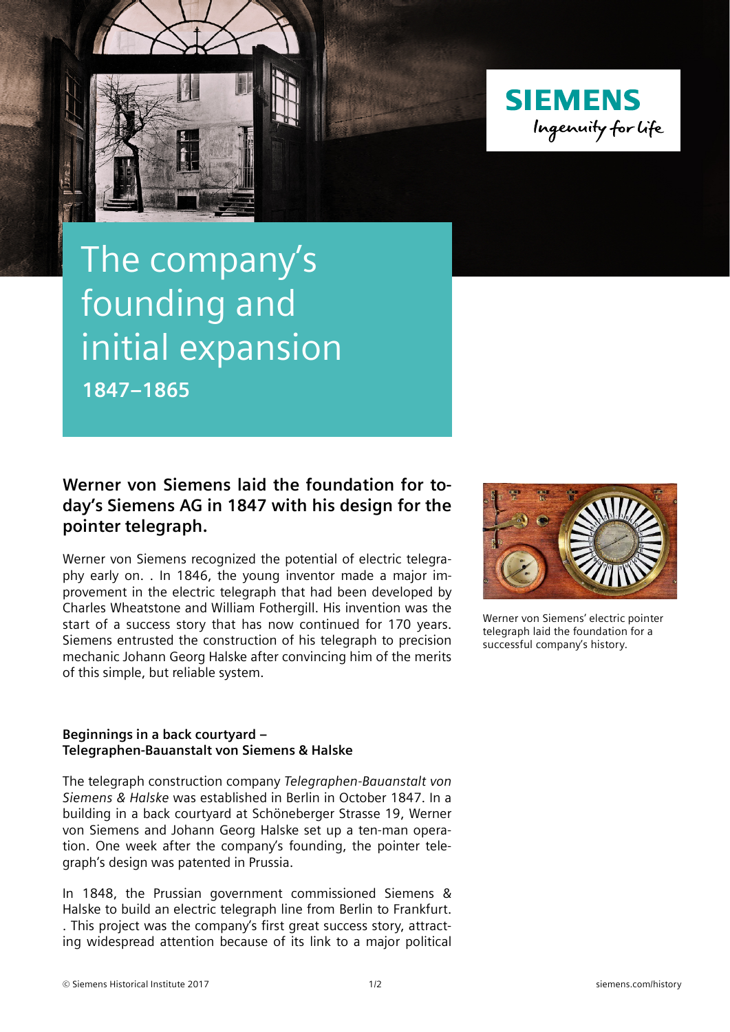# The company's founding and initial expansion

**1847–1865**

## Werner von Siemens laid the foundation for today's Siemens AG in 1847 with his design for the pointer telegraph.

Werner von Siemens recognized the potential of electric telegraphy early on. . In 1846, the young inventor made a major improvement in the electric telegraph that had been developed by Charles Wheatstone and William Fothergill. His invention was the start of a success story that has now continued for 170 years. Siemens entrusted the construction of his telegraph to precision mechanic Johann Georg Halske after convincing him of the merits of this simple, but reliable system.

Werner von Siemens' electric pointer telegraph laid the foundation for a successful company's history.

### Beginnings in a back courtyard – Telegraphen-Bauanstalt von Siemens & Halske

The telegraph construction company *Telegraphen-Bauanstalt von Siemens & Halske* was established in Berlin in October 1847. In a building in a back courtyard at Schöneberger Strasse 19, Werner von Siemens and Johann Georg Halske set up a ten-man operation. One week after the company's founding, the pointer telegraph's design was patented in Prussia.

In 1848, the Prussian government commissioned Siemens & Halske to build an electric telegraph line from Berlin to Frankfurt. . This project was the company's first great success story, attracting widespread attention because of its link to a major political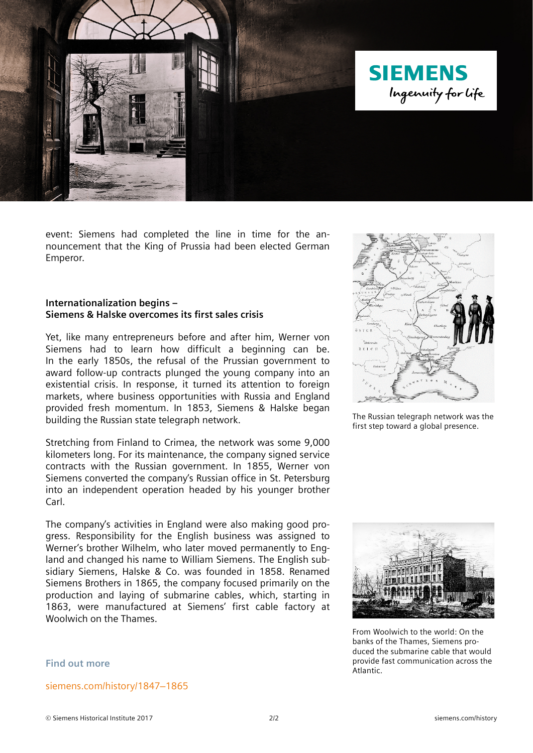event: Siemens had completed the line in time for the announcement that the King of Prussia had been elected German Emperor.

## Internationalization begins – Siemens & Halske overcomes its first sales crisis

Yet, like many entrepreneurs before and after him, Werner von Siemens had to learn how difficult a beginning can be. In the early 1850s, the refusal of the Prussian government to award follow-up contracts plunged the young company into an existential crisis. In response, it turned its attention to foreign markets, where business opportunities with Russia and England provided fresh momentum. In 1853, Siemens & Halske began building the Russian state telegraph network.

The Russian telegraph network was the first step toward a global presence.

Stretching from Finland to Crimea, the network was some 9,000 kilometers long. For its maintenance, the company signed service contracts with the Russian government. In 1855, Werner von Siemens converted the company's Russian office in St. Petersburg into an independent operation headed by his younger brother Carl.

The company's activities in England were also making good progress. Responsibility for the English business was assigned to Werner's brother Wilhelm, who later moved permanently to England and changed his name to William Siemens. The English subsidiary Siemens, Halske & Co. was founded in 1858. Renamed Siemens Brothers in 1865, the company focused primarily on the production and laying of submarine cables, which, starting in 1863, were manufactured at Siemens' first cable factory at Woolwich on the Thames.

From Woolwich to the world: On the banks of the Thames, Siemens produced the submarine cable that would provide fast communication across the Atlantic.

**Find out more**

siemens.com/history/1847–1865